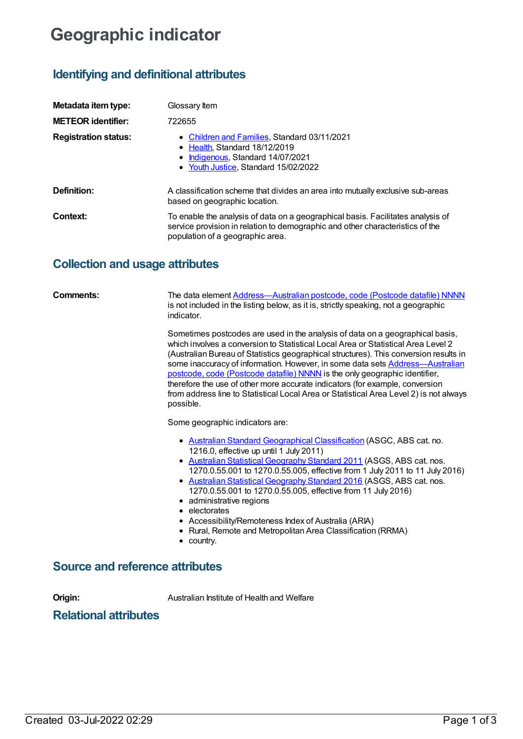# Geographic indicator

## Identifying and definitional attributes

**Metadata item type:** Glossary Item

**METEOR identifier:** 722655

**Registration status:**

- Children and Families, Standard 03/11/2021
- Health, Standard 18/12/2019
- Indigenous, Standard 14/07/2021
- Youth Justice, Standard 15/02/2022

**Definition:** A classification scheme that divides an area into mutually exclusive sub-areas based on geographic location.

**Context:** To enable the analysis of data on a geographical basis. Facilitates analysis of service provision in relation to demographic and other characteristics of the population of a geographic area.

## Collection and usage attributes

**Comments:** The data element Address—Australian postcode, code (Postcode datafile) NNNN is not included in the listing below, as it is, strictly speaking, not a geographic indicator.

Sometimes postcodes are used in the analysis of data on a geographical basis, which involves a conversion to Statistical Local Area or Statistical Area Level 2 (Australian Bureau of Statistics geographical structures). This conversion results in some inaccuracy of information. However, in some data sets Address—Australian postcode, code (Postcode datafile) NNNN is the only geographic identifier, therefore the use of other more accurate indicators (for example, conversion from address line to Statistical Local Area or Statistical Area Level 2) is not always possible.

Some geographic indicators are:

- Australian Standard Geographical Classification (ASGC, ABS cat. no. 1216.0, effective up until 1 July 2011)
- Australian Statistical Geography Standard 2011 (ASGS, ABS cat. nos. 1270.0.55.001 to 1270.0.55.005, effective from 1 July 2011 to 11 July 2016)
- Australian Statistical Geography Standard 2016 (ASGS, ABS cat. nos. 1270.0.55.001 to 1270.0.55.005, effective from 11 July 2016)
- administrative regions
- electorates
- Accessibility/Remoteness Index of Australia (ARIA)
- Rural, Remote and Metropolitan Area Classification (RRMA)
- country.

## Source and reference attributes

**Origin:** Australian Institute of Health and Welfare

## Relational attributes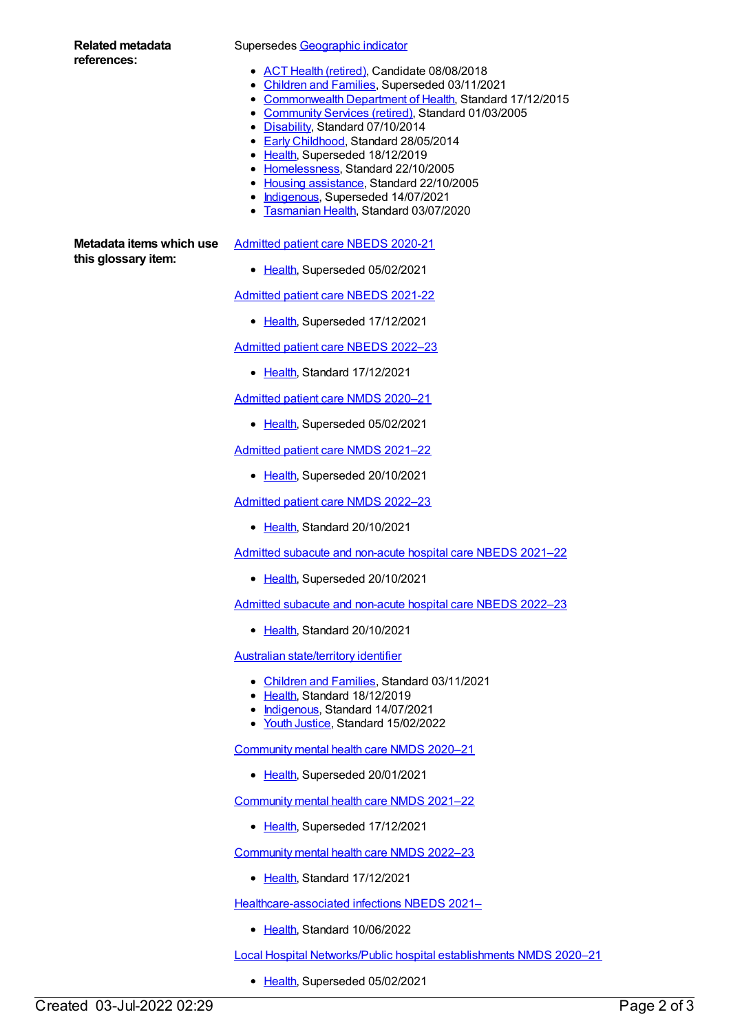**Related metadata references:**

Supersedes Geographic indicator

- ACT Health (retired), Candidate 08/08/2018
- Children and Families, Superseded 03/11/2021
- Commonwealth Department of Health, Standard 17/12/2015
- Community Services (retired), Standard 01/03/2005
- Disability, Standard 07/10/2014
- Early Childhood, Standard 28/05/2014
- Health, Superseded 18/12/2019
- Homelessness, Standard 22/10/2005
- Housing assistance, Standard 22/10/2005
- Indigenous, Superseded 14/07/2021
- Tasmanian Health, Standard 03/07/2020

**Metadata items which use this glossary item:**

Admitted patient care NBEDS 2020-21

- Health, Superseded 05/02/2021

Admitted patient care NBEDS 2021-22

- Health, Superseded 17/12/2021

Admitted patient care NBEDS 2022–23

- Health, Standard 17/12/2021

Admitted patient care NMDS 2020–21

- Health, Superseded 05/02/2021

Admitted patient care NMDS 2021–22

- Health, Superseded 20/10/2021

Admitted patient care NMDS 2022–23

- Health, Standard 20/10/2021

Admitted subacute and non-acute hospital care NBEDS 2021–22

- Health, Superseded 20/10/2021

Admitted subacute and non-acute hospital care NBEDS 2022–23

- Health, Standard 20/10/2021

Australian state/territory identifier

- Children and Families, Standard 03/11/2021
- Health, Standard 18/12/2019
- Indigenous, Standard 14/07/2021
- Youth Justice, Standard 15/02/2022

Community mental health care NMDS 2020–21

- Health, Superseded 20/01/2021

Community mental health care NMDS 2021–22

- Health, Superseded 17/12/2021

Community mental health care NMDS 2022–23

- Health, Standard 17/12/2021

Healthcare-associated infections NBEDS 2021–

- Health, Standard 10/06/2022

Local Hospital Networks/Public hospital establishments NMDS 2020–21

- Health, Superseded 05/02/2021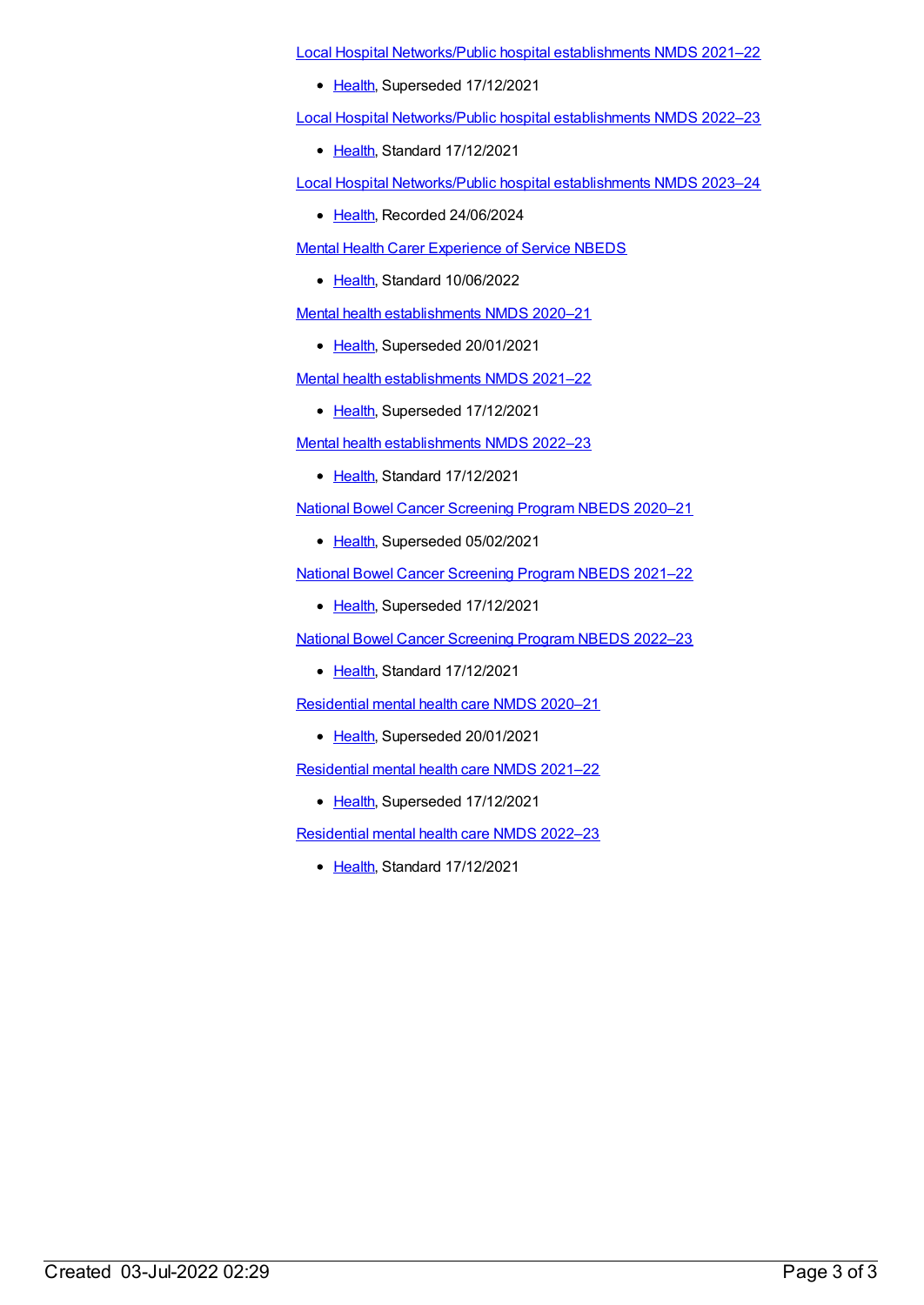Local Hospital Networks/Public hospital establishments NMDS 2021–22

- Health, Superseded 17/12/2021

Local Hospital Networks/Public hospital establishments NMDS 2022–23

- Health, Standard 17/12/2021

Local Hospital Networks/Public hospital establishments NMDS 2023–24

- Health, Recorded 24/06/2024

Mental Health Carer Experience of Service NBEDS

- Health, Standard 10/06/2022

Mental health establishments NMDS 2020–21

- Health, Superseded 20/01/2021

Mental health establishments NMDS 2021–22

- Health, Superseded 17/12/2021

Mental health establishments NMDS 2022–23

- Health, Standard 17/12/2021

National Bowel Cancer Screening Program NBEDS 2020–21

- Health, Superseded 05/02/2021

National Bowel Cancer Screening Program NBEDS 2021–22

- Health, Superseded 17/12/2021

National Bowel Cancer Screening Program NBEDS 2022–23

- Health, Standard 17/12/2021

Residential mental health care NMDS 2020–21

- Health, Superseded 20/01/2021

Residential mental health care NMDS 2021–22

- Health, Superseded 17/12/2021

Residential mental health care NMDS 2022–23

- Health, Standard 17/12/2021